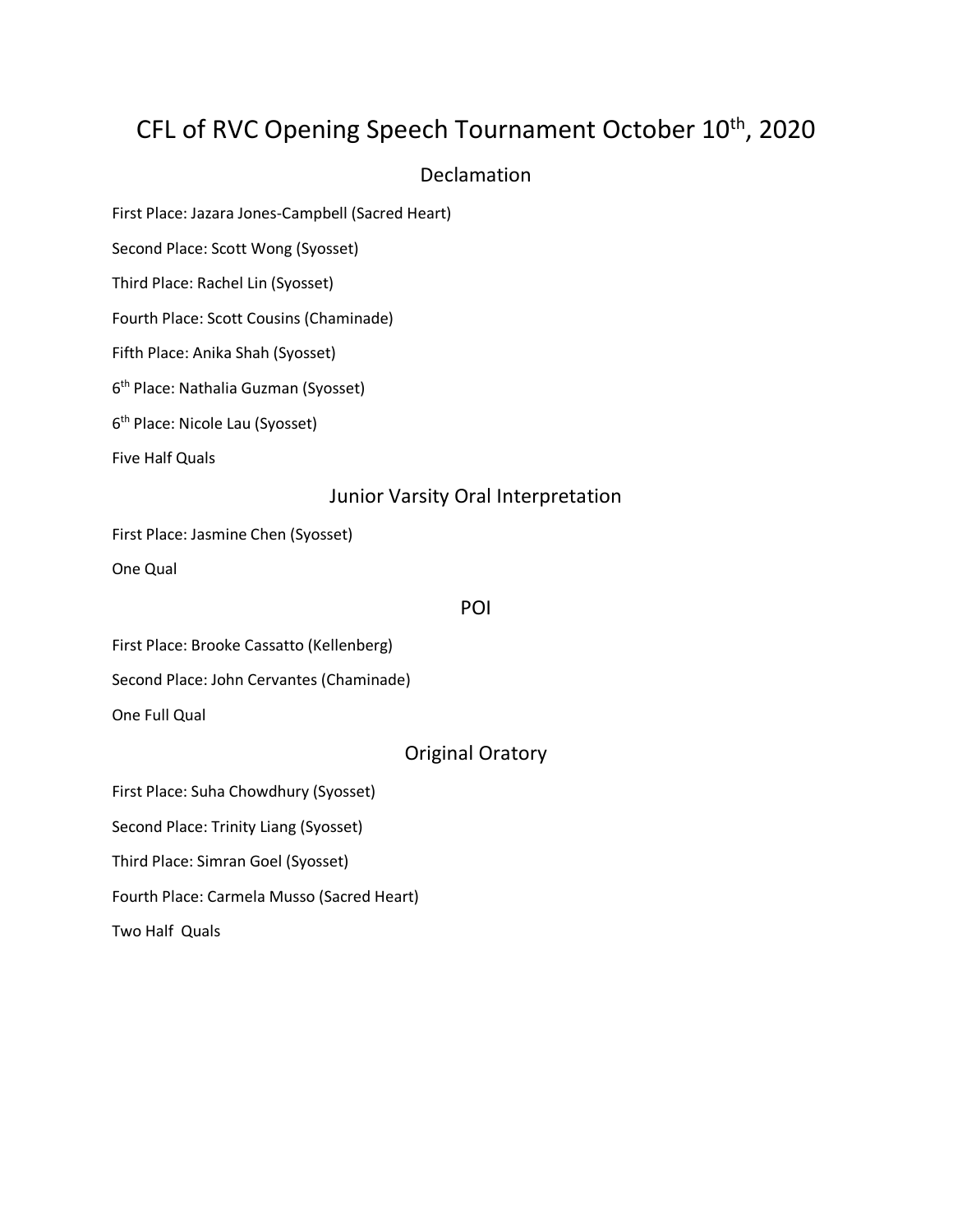# CFL of RVC Opening Speech Tournament October 10th, 2020

## Declamation

First Place: Jazara Jones-Campbell (Sacred Heart)

Second Place: Scott Wong (Syosset)

Third Place: Rachel Lin (Syosset)

Fourth Place: Scott Cousins (Chaminade)

Fifth Place: Anika Shah (Syosset)

6th Place: Nathalia Guzman (Syosset)

6th Place: Nicole Lau (Syosset)

Five Half Quals

## Junior Varsity Oral Interpretation

First Place: Jasmine Chen (Syosset)

One Qual

## POI

First Place: Brooke Cassatto (Kellenberg)

Second Place: John Cervantes (Chaminade)

One Full Qual

## Original Oratory

First Place: Suha Chowdhury (Syosset)

Second Place: Trinity Liang (Syosset)

Third Place: Simran Goel (Syosset)

Fourth Place: Carmela Musso (Sacred Heart)

Two Half Quals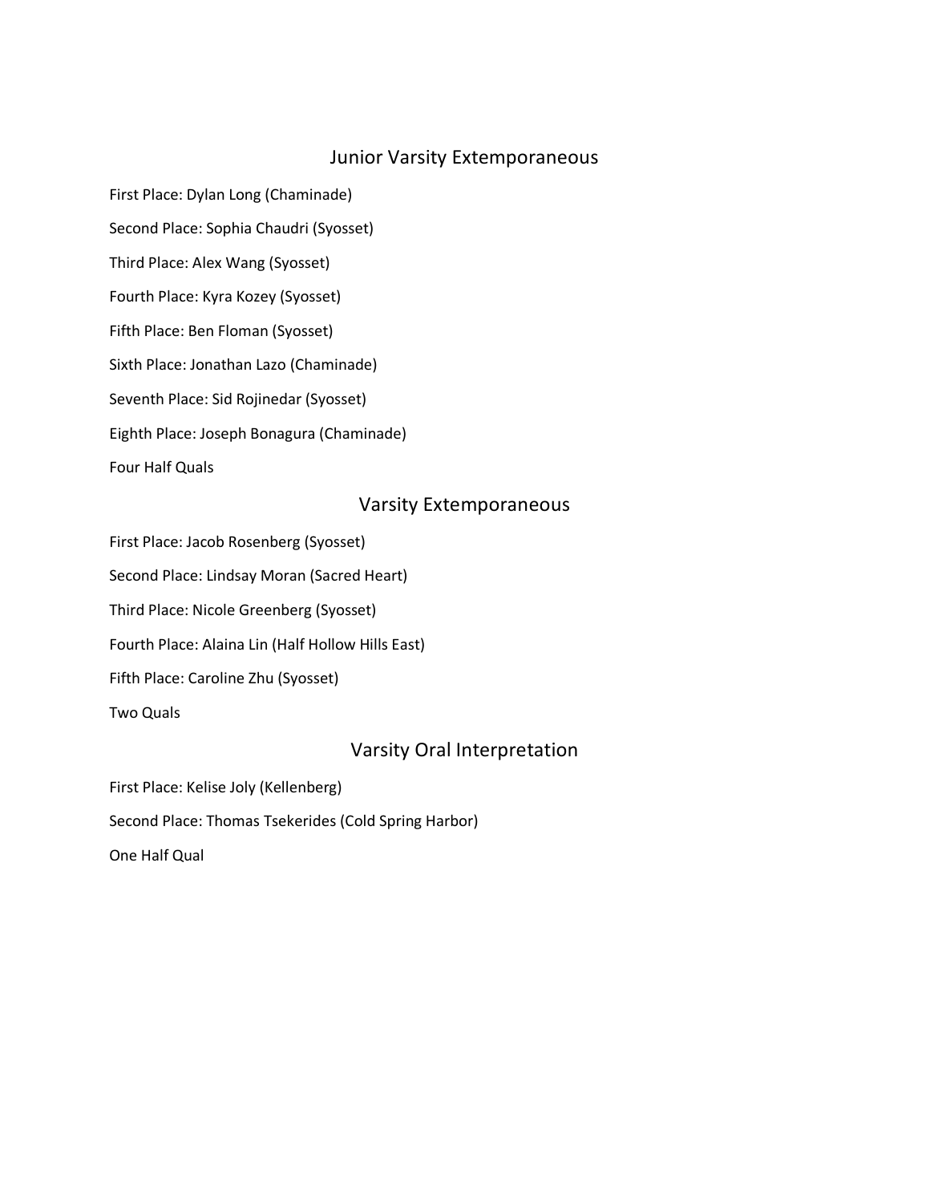## Junior Varsity Extemporaneous

First Place: Dylan Long (Chaminade)

Second Place: Sophia Chaudri (Syosset)

Third Place: Alex Wang (Syosset)

Fourth Place: Kyra Kozey (Syosset)

Fifth Place: Ben Floman (Syosset)

Sixth Place: Jonathan Lazo (Chaminade)

Seventh Place: Sid Rojinedar (Syosset)

Eighth Place: Joseph Bonagura (Chaminade)

Four Half Quals

## Varsity Extemporaneous

First Place: Jacob Rosenberg (Syosset)

Second Place: Lindsay Moran (Sacred Heart)

Third Place: Nicole Greenberg (Syosset)

Fourth Place: Alaina Lin (Half Hollow Hills East)

Fifth Place: Caroline Zhu (Syosset)

Two Quals

## Varsity Oral Interpretation

First Place: Kelise Joly (Kellenberg)

Second Place: Thomas Tsekerides (Cold Spring Harbor)

One Half Qual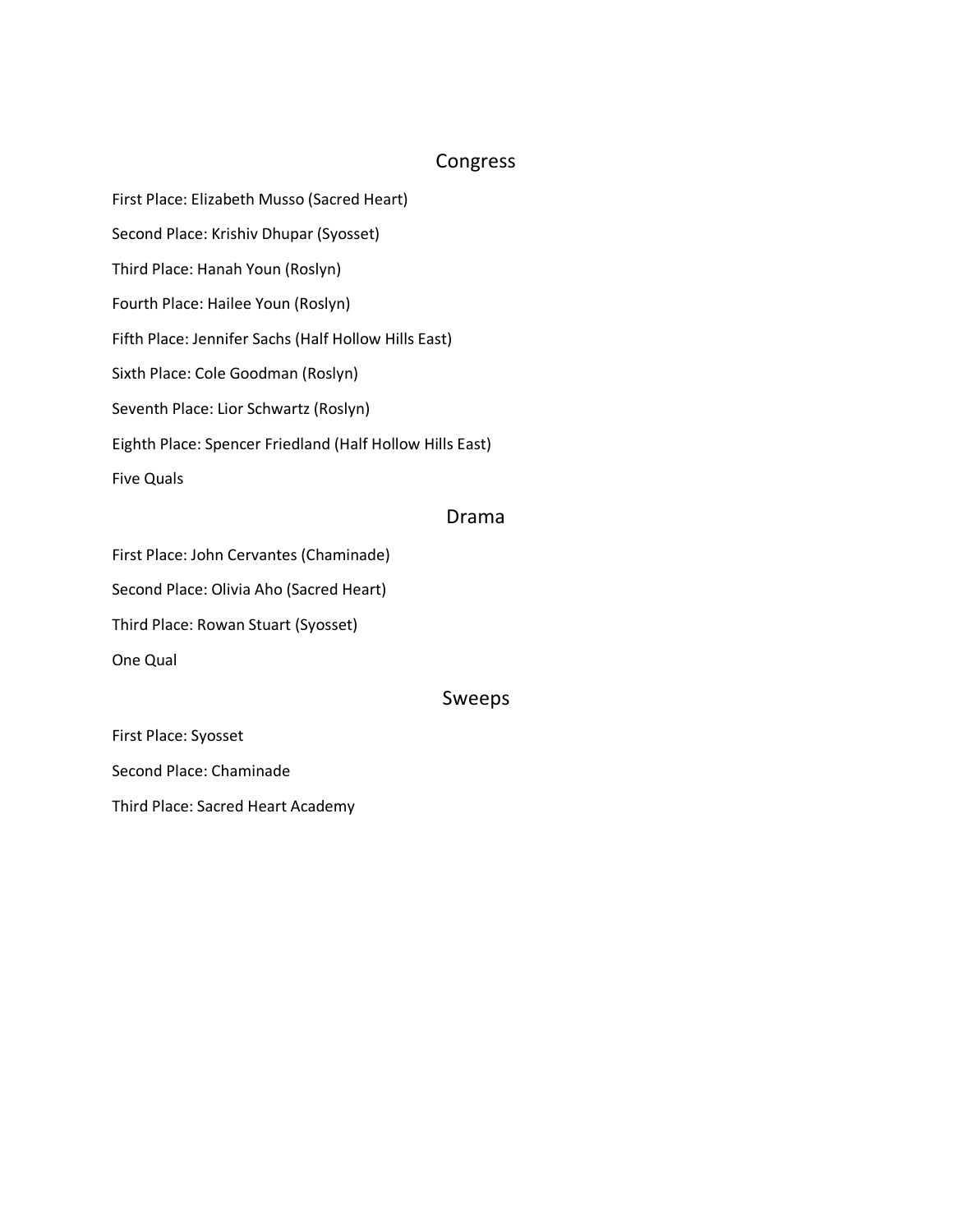## Congress

First Place: Elizabeth Musso (Sacred Heart)

Second Place: Krishiv Dhupar (Syosset)

Third Place: Hanah Youn (Roslyn)

Fourth Place: Hailee Youn (Roslyn)

Fifth Place: Jennifer Sachs (Half Hollow Hills East)

Sixth Place: Cole Goodman (Roslyn)

Seventh Place: Lior Schwartz (Roslyn)

Eighth Place: Spencer Friedland (Half Hollow Hills East)

Five Quals

## Drama

First Place: John Cervantes (Chaminade)

Second Place: Olivia Aho (Sacred Heart)

Third Place: Rowan Stuart (Syosset)

One Qual

## Sweeps

First Place: Syosset

Second Place: Chaminade

Third Place: Sacred Heart Academy